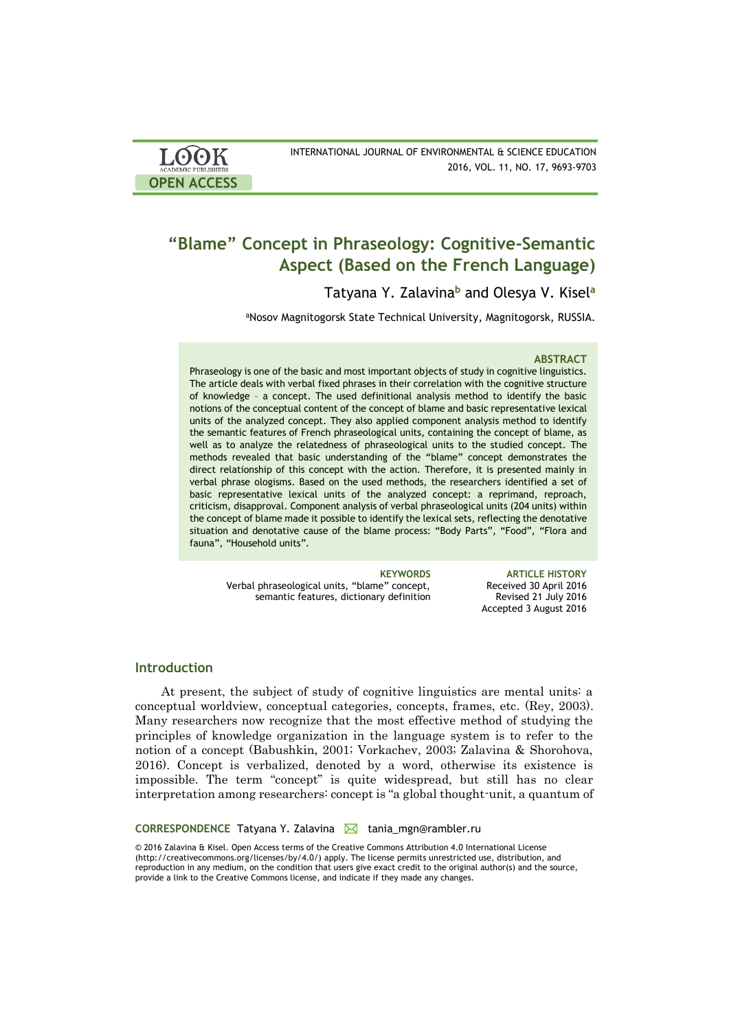# "Blame" Concept in Phraseology: Cognitive-Semantic Aspect (Based on the French Language)

Tatyana Y. Zalavina[b] and Olesya V. Kisel[a]

[a]Nosov Magnitogorsk State Technical University, Magnitogorsk, RUSSIA.

### ABSTRACT

Phraseology is one of the basic and most important objects of study in cognitive linguistics. The article deals with verbal fixed phrases in their correlation with the cognitive structure of knowledge – a concept. The used definitional analysis method to identify the basic notions of the conceptual content of the concept of blame and basic representative lexical units of the analyzed concept. They also applied component analysis method to identify the semantic features of French phraseological units, containing the concept of blame, as well as to analyze the relatedness of phraseological units to the studied concept. The methods revealed that basic understanding of the "blame" concept demonstrates the direct relationship of this concept with the action. Therefore, it is presented mainly in verbal phrase ologisms. Based on the used methods, the researchers identified a set of basic representative lexical units of the analyzed concept: a reprimand, reproach, criticism, disapproval. Component analysis of verbal phraseological units (204 units) within the concept of blame made it possible to identify the lexical sets, reflecting the denotative situation and denotative cause of the blame process: "Body Parts", "Food", "Flora and fauna", "Household units".

**KEYWORDS**
Verbal phraseological units, "blame" concept, semantic features, dictionary definition

**ARTICLE HISTORY**
Received 30 April 2016
Revised 21 July 2016
Accepted 3 August 2016

## Introduction

At present, the subject of study of cognitive linguistics are mental units: a conceptual worldview, conceptual categories, concepts, frames, etc. (Rey, 2003). Many researchers now recognize that the most effective method of studying the principles of knowledge organization in the language system is to refer to the notion of a concept (Babushkin, 2001; Vorkachev, 2003; Zalavina & Shorohova, 2016). Concept is verbalized, denoted by a word, otherwise its existence is impossible. The term "concept" is quite widespread, but still has no clear interpretation among researchers: concept is "a global thought-unit, a quantum of

**CORRESPONDENCE** Tatyana Y. Zalavina ✉ tania_mgn@rambler.ru

© 2016 Zalavina & Kisel. Open Access terms of the Creative Commons Attribution 4.0 International License (http://creativecommons.org/licenses/by/4.0/) apply. The license permits unrestricted use, distribution, and reproduction in any medium, on the condition that users give exact credit to the original author(s) and the source, provide a link to the Creative Commons license, and indicate if they made any changes.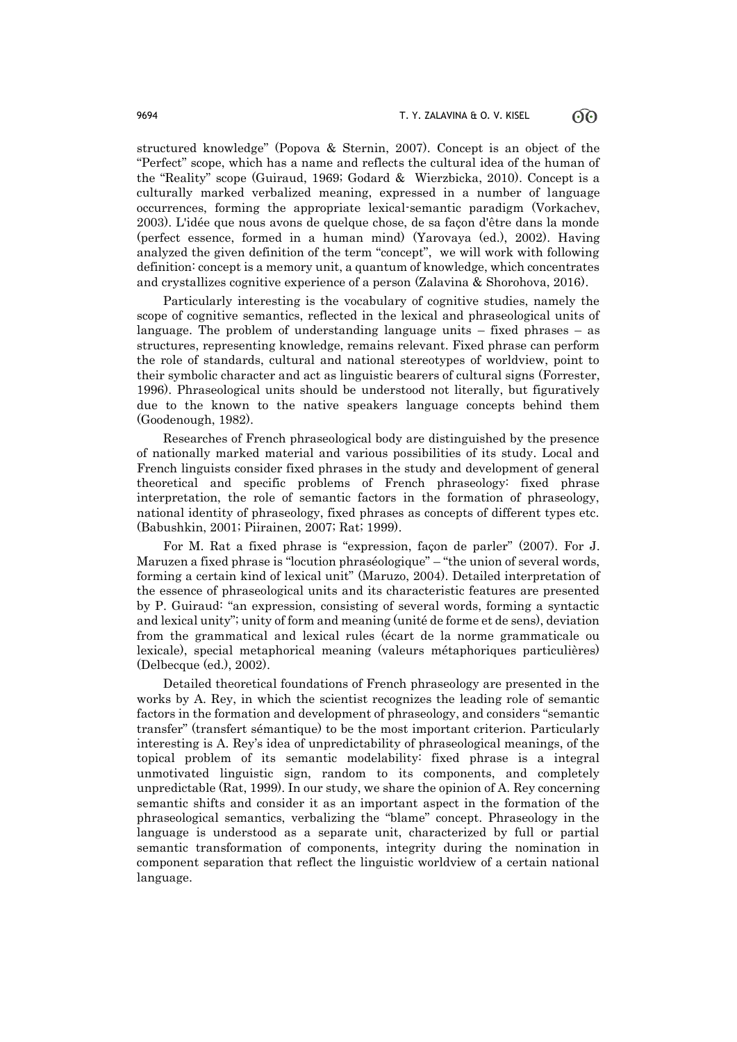structured knowledge" (Popova & Sternin, 2007). Concept is an object of the "Perfect" scope, which has a name and reflects the cultural idea of the human of the "Reality" scope (Guiraud, 1969; Godard & Wierzbicka, 2010). Concept is a culturally marked verbalized meaning, expressed in a number of language occurrences, forming the appropriate lexical-semantic paradigm (Vorkachev, 2003). L'idée que nous avons de quelque chose, de sa façon d'être dans la monde (perfect essence, formed in a human mind) (Yarovaya (ed.), 2002). Having analyzed the given definition of the term "concept", we will work with following definition: concept is a memory unit, a quantum of knowledge, which concentrates and crystallizes cognitive experience of a person (Zalavina & Shorohova, 2016).

Particularly interesting is the vocabulary of cognitive studies, namely the scope of cognitive semantics, reflected in the lexical and phraseological units of language. The problem of understanding language units – fixed phrases – as structures, representing knowledge, remains relevant. Fixed phrase can perform the role of standards, cultural and national stereotypes of worldview, point to their symbolic character and act as linguistic bearers of cultural signs (Forrester, 1996). Phraseological units should be understood not literally, but figuratively due to the known to the native speakers language concepts behind them (Goodenough, 1982).

Researches of French phraseological body are distinguished by the presence of nationally marked material and various possibilities of its study. Local and French linguists consider fixed phrases in the study and development of general theoretical and specific problems of French phraseology: fixed phrase interpretation, the role of semantic factors in the formation of phraseology, national identity of phraseology, fixed phrases as concepts of different types etc. (Babushkin, 2001; Piirainen, 2007; Rat; 1999).

For M. Rat a fixed phrase is "expression, façon de parler" (2007). For J. Maruzen a fixed phrase is "locution phraséologique" – "the union of several words, forming a certain kind of lexical unit" (Maruzo, 2004). Detailed interpretation of the essence of phraseological units and its characteristic features are presented by P. Guiraud: "an expression, consisting of several words, forming a syntactic and lexical unity"; unity of form and meaning (unité de forme et de sens), deviation from the grammatical and lexical rules (écart de la norme grammaticale ou lexicale), special metaphorical meaning (valeurs métaphoriques particulières) (Delbecque (ed.), 2002).

Detailed theoretical foundations of French phraseology are presented in the works by A. Rey, in which the scientist recognizes the leading role of semantic factors in the formation and development of phraseology, and considers "semantic transfer" (transfert sémantique) to be the most important criterion. Particularly interesting is A. Rey's idea of unpredictability of phraseological meanings, of the topical problem of its semantic modelability: fixed phrase is a integral unmotivated linguistic sign, random to its components, and completely unpredictable (Rat, 1999). In our study, we share the opinion of A. Rey concerning semantic shifts and consider it as an important aspect in the formation of the phraseological semantics, verbalizing the "blame" concept. Phraseology in the language is understood as a separate unit, characterized by full or partial semantic transformation of components, integrity during the nomination in component separation that reflect the linguistic worldview of a certain national language.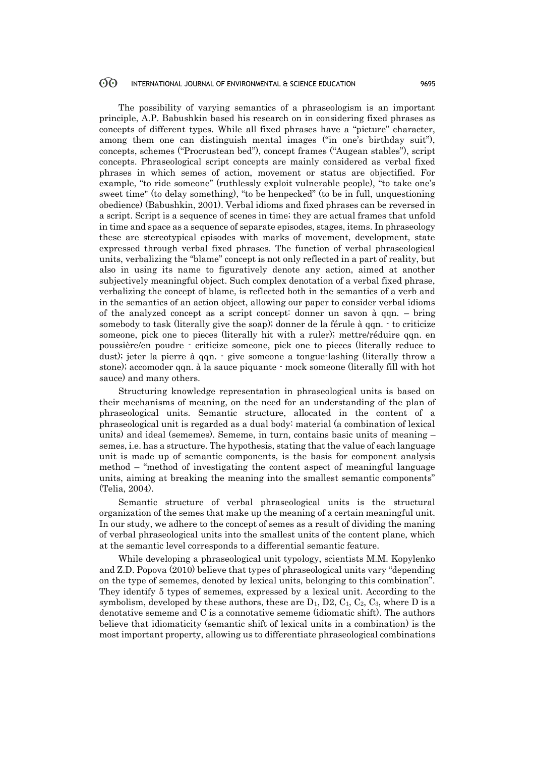The possibility of varying semantics of a phraseologism is an important principle, A.P. Babushkin based his research on in considering fixed phrases as concepts of different types. While all fixed phrases have a "picture" character, among them one can distinguish mental images ("in one's birthday suit"), concepts, schemes ("Procrustean bed"), concept frames ("Augean stables"), script concepts. Phraseological script concepts are mainly considered as verbal fixed phrases in which semes of action, movement or status are objectified. For example, "to ride someone" (ruthlessly exploit vulnerable people), "to take one's sweet time" (to delay something), "to be henpecked" (to be in full, unquestioning obedience) (Babushkin, 2001). Verbal idioms and fixed phrases can be reversed in a script. Script is a sequence of scenes in time; they are actual frames that unfold in time and space as a sequence of separate episodes, stages, items. In phraseology these are stereotypical episodes with marks of movement, development, state expressed through verbal fixed phrases. The function of verbal phraseological units, verbalizing the "blame" concept is not only reflected in a part of reality, but also in using its name to figuratively denote any action, aimed at another subjectively meaningful object. Such complex denotation of a verbal fixed phrase, verbalizing the concept of blame, is reflected both in the semantics of a verb and in the semantics of an action object, allowing our paper to consider verbal idioms of the analyzed concept as a script concept: donner un savon à qqn. – bring somebody to task (literally give the soap); donner de la férule à qqn. - to criticize someone, pick one to pieces (literally hit with a ruler); mettre/réduire qqn. en poussière/en poudre - criticize someone, pick one to pieces (literally reduce to dust); jeter la pierre à qqn. - give someone a tongue-lashing (literally throw a stone); accomoder qqn. à la sauce piquante - mock someone (literally fill with hot sauce) and many others.

Structuring knowledge representation in phraseological units is based on their mechanisms of meaning, on the need for an understanding of the plan of phraseological units. Semantic structure, allocated in the content of a phraseological unit is regarded as a dual body: material (a combination of lexical units) and ideal (sememes). Sememe, in turn, contains basic units of meaning – semes, i.e. has a structure. The hypothesis, stating that the value of each language unit is made up of semantic components, is the basis for component analysis method – "method of investigating the content aspect of meaningful language units, aiming at breaking the meaning into the smallest semantic components" (Telia, 2004).

Semantic structure of verbal phraseological units is the structural organization of the semes that make up the meaning of a certain meaningful unit. In our study, we adhere to the concept of semes as a result of dividing the maning of verbal phraseological units into the smallest units of the content plane, which at the semantic level corresponds to a differential semantic feature.

While developing a phraseological unit typology, scientists M.M. Kopylenko and Z.D. Popova (2010) believe that types of phraseological units vary "depending on the type of sememes, denoted by lexical units, belonging to this combination". They identify 5 types of sememes, expressed by a lexical unit. According to the symbolism, developed by these authors, these are $D_1$, D2, $C_1$, $C_2$, $C_3$, where D is a denotative sememe and C is a connotative sememe (idiomatic shift). The authors believe that idiomaticity (semantic shift of lexical units in a combination) is the most important property, allowing us to differentiate phraseological combinations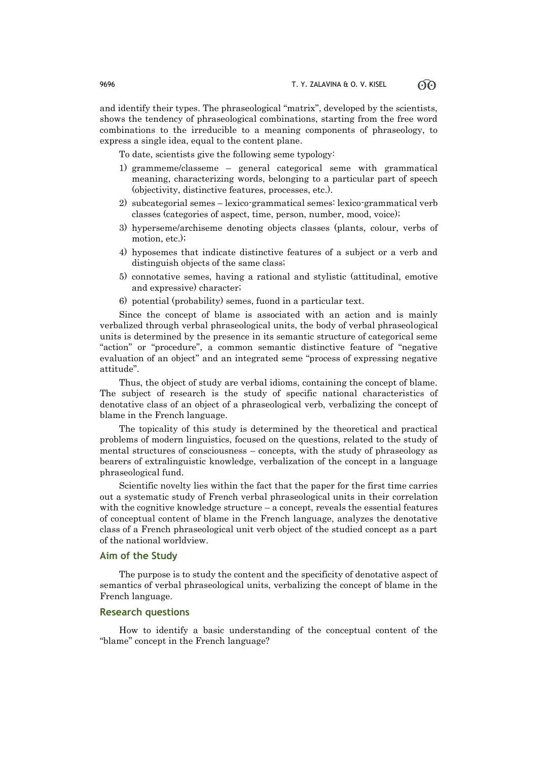and identify their types. The phraseological "matrix", developed by the scientists, shows the tendency of phraseological combinations, starting from the free word combinations to the irreducible to a meaning components of phraseology, to express a single idea, equal to the content plane.

To date, scientists give the following seme typology:

1) grammeme/classeme – general categorical seme with grammatical meaning, characterizing words, belonging to a particular part of speech (objectivity, distinctive features, processes, etc.).
2) subcategorial semes – lexico-grammatical semes: lexico-grammatical verb classes (categories of aspect, time, person, number, mood, voice);
3) hyperseme/archiseme denoting objects classes (plants, colour, verbs of motion, etc.);
4) hyposemes that indicate distinctive features of a subject or a verb and distinguish objects of the same class;
5) connotative semes, having a rational and stylistic (attitudinal, emotive and expressive) character;
6) potential (probability) semes, fuond in a particular text.

Since the concept of blame is associated with an action and is mainly verbalized through verbal phraseological units, the body of verbal phraseological units is determined by the presence in its semantic structure of categorical seme "action" or "procedure", a common semantic distinctive feature of "negative evaluation of an object" and an integrated seme "process of expressing negative attitude".

Thus, the object of study are verbal idioms, containing the concept of blame. The subject of research is the study of specific national characteristics of denotative class of an object of a phraseological verb, verbalizing the concept of blame in the French language.

The topicality of this study is determined by the theoretical and practical problems of modern linguistics, focused on the questions, related to the study of mental structures of consciousness – concepts, with the study of phraseology as bearers of extralinguistic knowledge, verbalization of the concept in a language phraseological fund.

Scientific novelty lies within the fact that the paper for the first time carries out a systematic study of French verbal phraseological units in their correlation with the cognitive knowledge structure – a concept, reveals the essential features of conceptual content of blame in the French language, analyzes the denotative class of a French phraseological unit verb object of the studied concept as a part of the national worldview.

## Aim of the Study

The purpose is to study the content and the specificity of denotative aspect of semantics of verbal phraseological units, verbalizing the concept of blame in the French language.

## Research questions

How to identify a basic understanding of the conceptual content of the "blame" concept in the French language?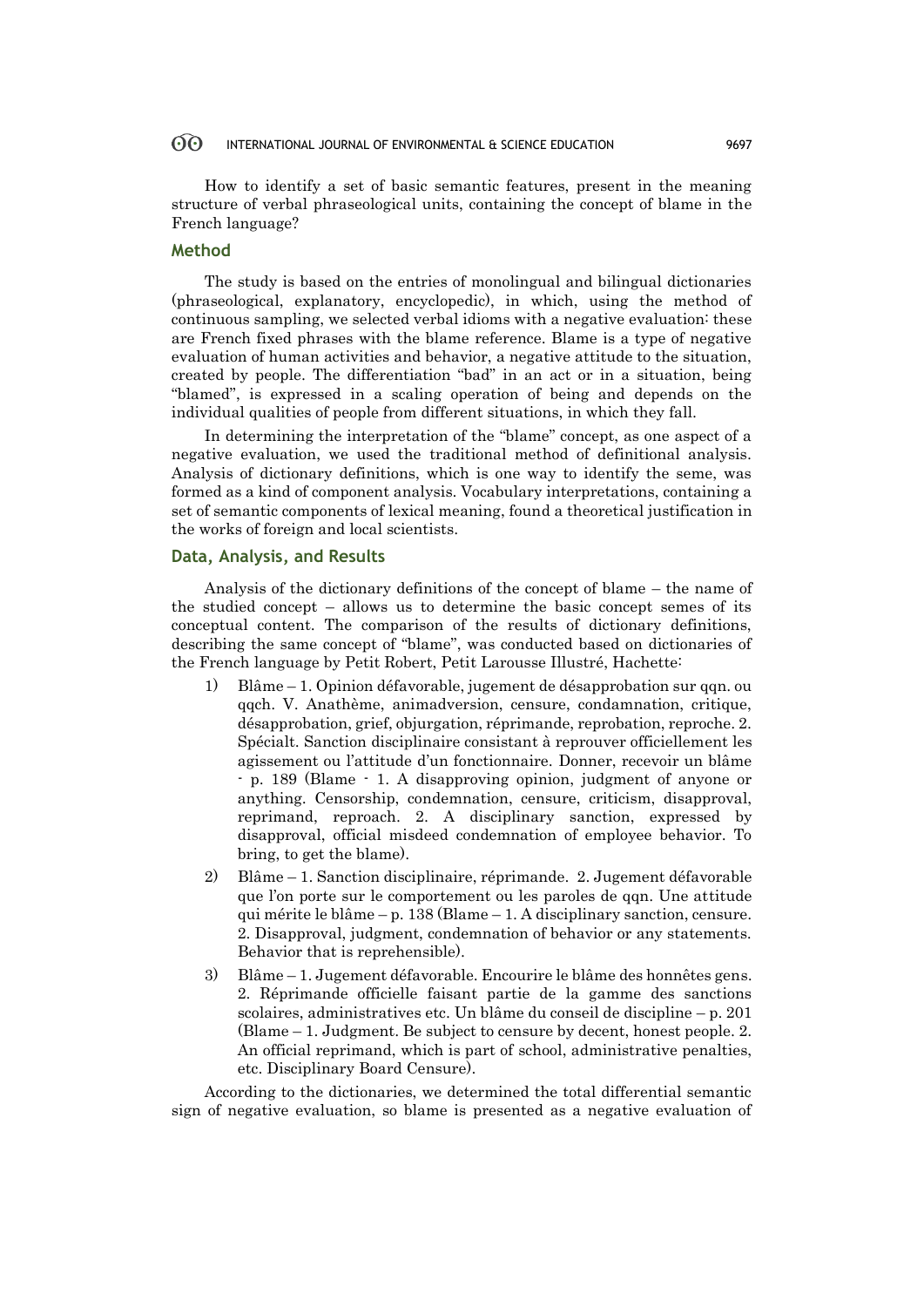How to identify a set of basic semantic features, present in the meaning structure of verbal phraseological units, containing the concept of blame in the French language?

## Method

The study is based on the entries of monolingual and bilingual dictionaries (phraseological, explanatory, encyclopedic), in which, using the method of continuous sampling, we selected verbal idioms with a negative evaluation: these are French fixed phrases with the blame reference. Blame is a type of negative evaluation of human activities and behavior, a negative attitude to the situation, created by people. The differentiation "bad" in an act or in a situation, being "blamed", is expressed in a scaling operation of being and depends on the individual qualities of people from different situations, in which they fall.

In determining the interpretation of the "blame" concept, as one aspect of a negative evaluation, we used the traditional method of definitional analysis. Analysis of dictionary definitions, which is one way to identify the seme, was formed as a kind of component analysis. Vocabulary interpretations, containing a set of semantic components of lexical meaning, found a theoretical justification in the works of foreign and local scientists.

## Data, Analysis, and Results

Analysis of the dictionary definitions of the concept of blame – the name of the studied concept – allows us to determine the basic concept semes of its conceptual content. The comparison of the results of dictionary definitions, describing the same concept of "blame", was conducted based on dictionaries of the French language by Petit Robert, Petit Larousse Illustré, Hachette:

1) Blâme – 1. Opinion défavorable, jugement de désapprobation sur qqn. ou qqch. V. Anathème, animadversion, censure, condamnation, critique, désapprobation, grief, objurgation, réprimande, reprobation, reproche. 2. Spécialt. Sanction disciplinaire consistant à reprouver officiellement les agissement ou l'attitude d'un fonctionnaire. Donner, recevoir un blâme - p. 189 (Blame - 1. A disapproving opinion, judgment of anyone or anything. Censorship, condemnation, censure, criticism, disapproval, reprimand, reproach. 2. A disciplinary sanction, expressed by disapproval, official misdeed condemnation of employee behavior. To bring, to get the blame).
2) Blâme – 1. Sanction disciplinaire, réprimande. 2. Jugement défavorable que l'on porte sur le comportement ou les paroles de qqn. Une attitude qui mérite le blâme – p. 138 (Blame – 1. A disciplinary sanction, censure. 2. Disapproval, judgment, condemnation of behavior or any statements. Behavior that is reprehensible).
3) Blâme – 1. Jugement défavorable. Encourire le blâme des honnêtes gens. 2. Réprimande officielle faisant partie de la gamme des sanctions scolaires, administratives etc. Un blâme du conseil de discipline – p. 201 (Blame – 1. Judgment. Be subject to censure by decent, honest people. 2. An official reprimand, which is part of school, administrative penalties, etc. Disciplinary Board Censure).

According to the dictionaries, we determined the total differential semantic sign of negative evaluation, so blame is presented as a negative evaluation of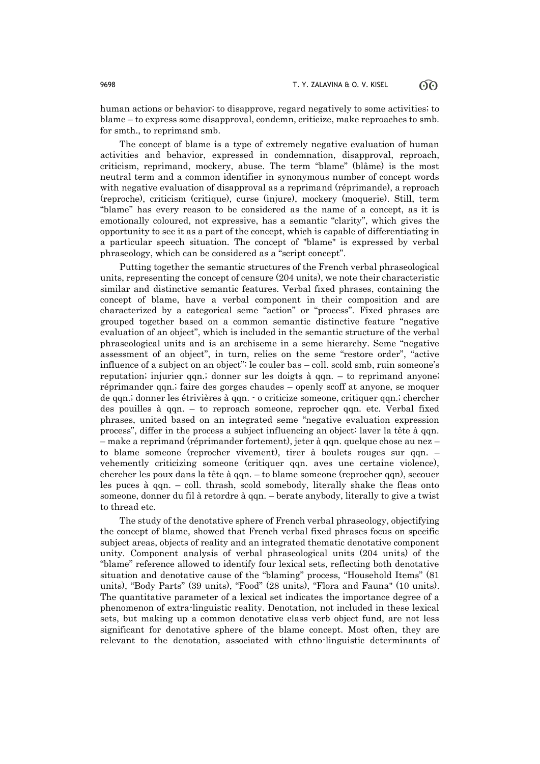human actions or behavior; to disapprove, regard negatively to some activities; to blame – to express some disapproval, condemn, criticize, make reproaches to smb. for smth., to reprimand smb.

The concept of blame is a type of extremely negative evaluation of human activities and behavior, expressed in condemnation, disapproval, reproach, criticism, reprimand, mockery, abuse. The term "blame" (blâme) is the most neutral term and a common identifier in synonymous number of concept words with negative evaluation of disapproval as a reprimand (réprimande), a reproach (reproche), criticism (critique), curse (injure), mockery (moquerie). Still, term "blame" has every reason to be considered as the name of a concept, as it is emotionally coloured, not expressive, has a semantic "clarity", which gives the opportunity to see it as a part of the concept, which is capable of differentiating in a particular speech situation. The concept of "blame" is expressed by verbal phraseology, which can be considered as a "script concept".

Putting together the semantic structures of the French verbal phraseological units, representing the concept of censure (204 units), we note their characteristic similar and distinctive semantic features. Verbal fixed phrases, containing the concept of blame, have a verbal component in their composition and are characterized by a categorical seme "action" or "process". Fixed phrases are grouped together based on a common semantic distinctive feature "negative evaluation of an object", which is included in the semantic structure of the verbal phraseological units and is an archiseme in a seme hierarchy. Seme "negative assessment of an object", in turn, relies on the seme "restore order", "active influence of a subject on an object": le couler bas – coll. scold smb, ruin someone's reputation; injurier qqn.; donner sur les doigts à qqn. – to reprimand anyone; réprimander qqn.; faire des gorges chaudes – openly scoff at anyone, se moquer de qqn.; donner les étrivières à qqn. - o criticize someone, critiquer qqn.; chercher des pouilles à qqn. – to reproach someone, reprocher qqn. etc. Verbal fixed phrases, united based on an integrated seme "negative evaluation expression process", differ in the process a subject influencing an object: laver la tête à qqn. – make a reprimand (réprimander fortement), jeter à qqn. quelque chose au nez – to blame someone (reprocher vivement), tirer à boulets rouges sur qqn. – vehemently criticizing someone (critiquer qqn. aves une certaine violence), chercher les poux dans la tête à qqn. – to blame someone (reprocher qqn), secouer les puces à qqn. – coll. thrash, scold somebody, literally shake the fleas onto someone, donner du fil à retordre à qqn. – berate anybody, literally to give a twist to thread etc.

The study of the denotative sphere of French verbal phraseology, objectifying the concept of blame, showed that French verbal fixed phrases focus on specific subject areas, objects of reality and an integrated thematic denotative component unity. Component analysis of verbal phraseological units (204 units) of the "blame" reference allowed to identify four lexical sets, reflecting both denotative situation and denotative cause of the "blaming" process, "Household Items" (81 units), "Body Parts" (39 units), "Food" (28 units), "Flora and Fauna" (10 units). The quantitative parameter of a lexical set indicates the importance degree of a phenomenon of extra-linguistic reality. Denotation, not included in these lexical sets, but making up a common denotative class verb object fund, are not less significant for denotative sphere of the blame concept. Most often, they are relevant to the denotation, associated with ethno-linguistic determinants of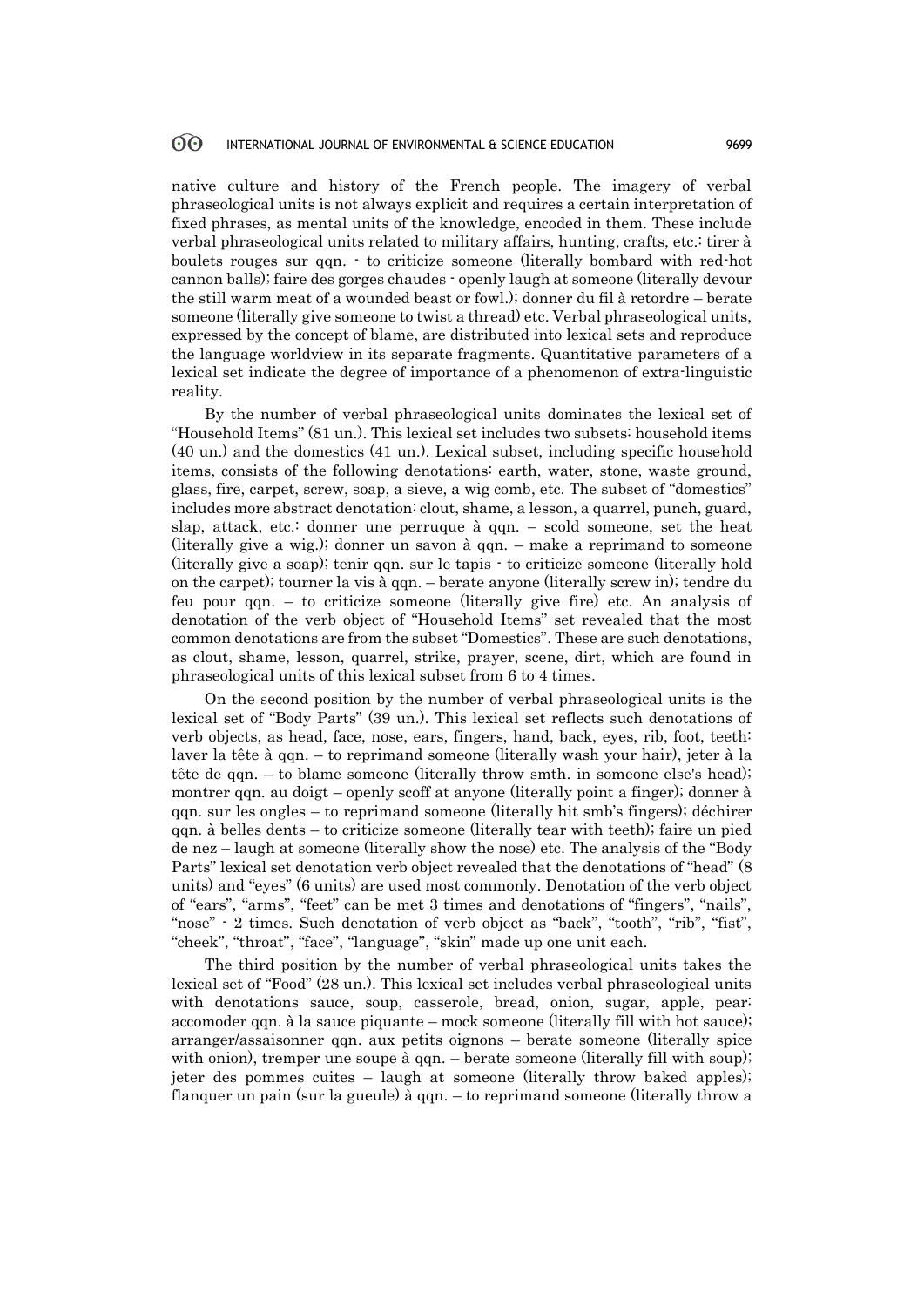native culture and history of the French people. The imagery of verbal phraseological units is not always explicit and requires a certain interpretation of fixed phrases, as mental units of the knowledge, encoded in them. These include verbal phraseological units related to military affairs, hunting, crafts, etc.: tirer à boulets rouges sur qqn. - to criticize someone (literally bombard with red-hot cannon balls); faire des gorges chaudes - openly laugh at someone (literally devour the still warm meat of a wounded beast or fowl.); donner du fil à retordre – berate someone (literally give someone to twist a thread) etc. Verbal phraseological units, expressed by the concept of blame, are distributed into lexical sets and reproduce the language worldview in its separate fragments. Quantitative parameters of a lexical set indicate the degree of importance of a phenomenon of extra-linguistic reality.

By the number of verbal phraseological units dominates the lexical set of "Household Items" (81 un.). This lexical set includes two subsets: household items (40 un.) and the domestics (41 un.). Lexical subset, including specific household items, consists of the following denotations: earth, water, stone, waste ground, glass, fire, carpet, screw, soap, a sieve, a wig comb, etc. The subset of "domestics" includes more abstract denotation: clout, shame, a lesson, a quarrel, punch, guard, slap, attack, etc.: donner une perruque à qqn. – scold someone, set the heat (literally give a wig.); donner un savon à qqn. – make a reprimand to someone (literally give a soap); tenir qqn. sur le tapis - to criticize someone (literally hold on the carpet); tourner la vis à qqn. – berate anyone (literally screw in); tendre du feu pour qqn. – to criticize someone (literally give fire) etc. An analysis of denotation of the verb object of "Household Items" set revealed that the most common denotations are from the subset "Domestics". These are such denotations, as clout, shame, lesson, quarrel, strike, prayer, scene, dirt, which are found in phraseological units of this lexical subset from 6 to 4 times.

On the second position by the number of verbal phraseological units is the lexical set of "Body Parts" (39 un.). This lexical set reflects such denotations of verb objects, as head, face, nose, ears, fingers, hand, back, eyes, rib, foot, teeth: laver la tête à qqn. – to reprimand someone (literally wash your hair), jeter à la tête de qqn. – to blame someone (literally throw smth. in someone else's head); montrer qqn. au doigt – openly scoff at anyone (literally point a finger); donner à qqn. sur les ongles – to reprimand someone (literally hit smb's fingers); déchirer qqn. à belles dents – to criticize someone (literally tear with teeth); faire un pied de nez – laugh at someone (literally show the nose) etc. The analysis of the "Body Parts" lexical set denotation verb object revealed that the denotations of "head" (8 units) and "eyes" (6 units) are used most commonly. Denotation of the verb object of "ears", "arms", "feet" can be met 3 times and denotations of "fingers", "nails", "nose" - 2 times. Such denotation of verb object as "back", "tooth", "rib", "fist", "cheek", "throat", "face", "language", "skin" made up one unit each.

The third position by the number of verbal phraseological units takes the lexical set of "Food" (28 un.). This lexical set includes verbal phraseological units with denotations sauce, soup, casserole, bread, onion, sugar, apple, pear: accomoder qqn. à la sauce piquante – mock someone (literally fill with hot sauce); arranger/assaisonner qqn. aux petits oignons – berate someone (literally spice with onion), tremper une soupe à qqn. – berate someone (literally fill with soup); jeter des pommes cuites – laugh at someone (literally throw baked apples); flanquer un pain (sur la gueule) à qqn. – to reprimand someone (literally throw a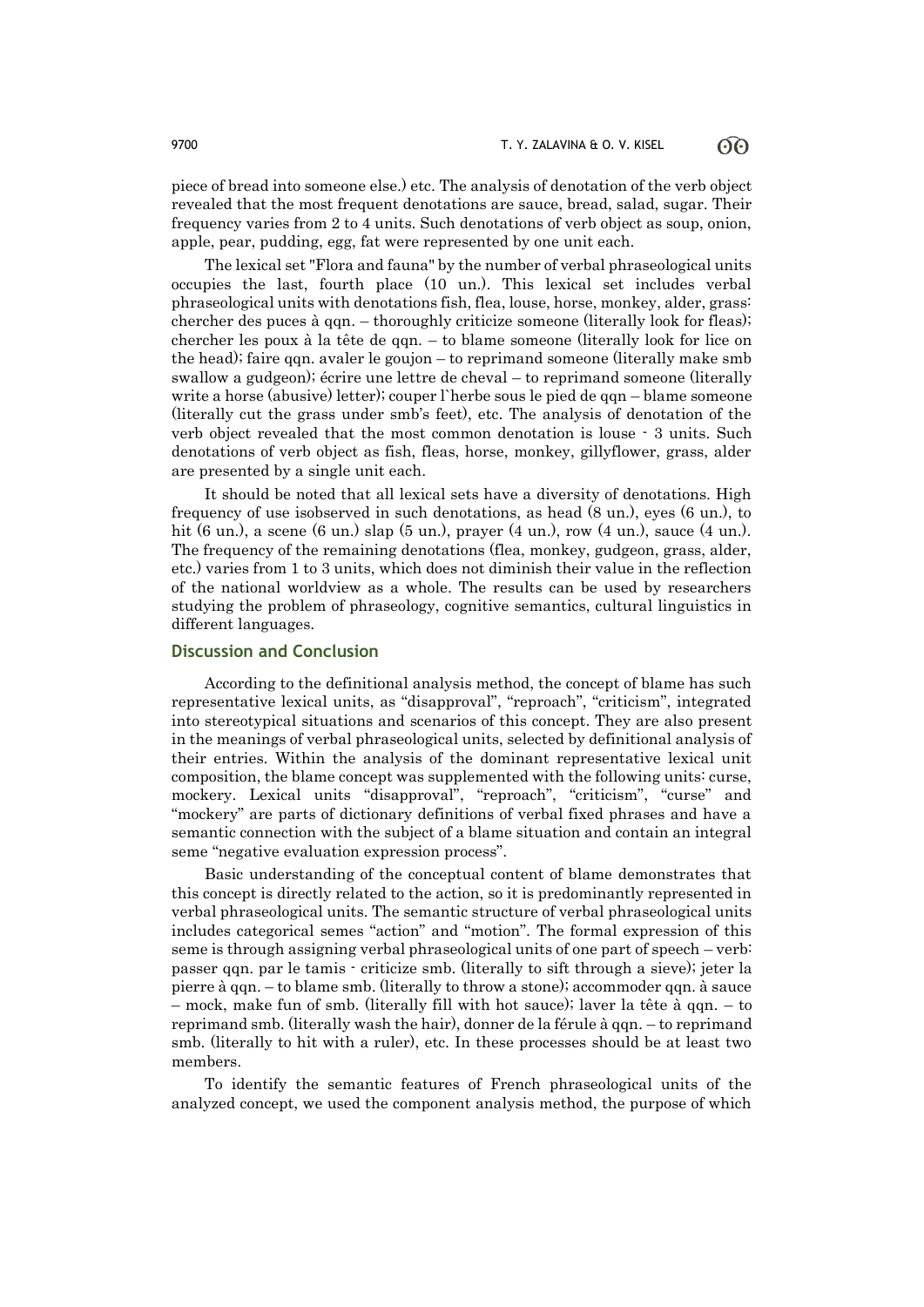piece of bread into someone else.) etc. The analysis of denotation of the verb object revealed that the most frequent denotations are sauce, bread, salad, sugar. Their frequency varies from 2 to 4 units. Such denotations of verb object as soup, onion, apple, pear, pudding, egg, fat were represented by one unit each.

The lexical set "Flora and fauna" by the number of verbal phraseological units occupies the last, fourth place (10 un.). This lexical set includes verbal phraseological units with denotations fish, flea, louse, horse, monkey, alder, grass: chercher des puces à qqn. – thoroughly criticize someone (literally look for fleas); chercher les poux à la tête de qqn. – to blame someone (literally look for lice on the head); faire qqn. avaler le goujon – to reprimand someone (literally make smb swallow a gudgeon); écrire une lettre de cheval – to reprimand someone (literally write a horse (abusive) letter); couper l`herbe sous le pied de qqn – blame someone (literally cut the grass under smb's feet), etc. The analysis of denotation of the verb object revealed that the most common denotation is louse - 3 units. Such denotations of verb object as fish, fleas, horse, monkey, gillyflower, grass, alder are presented by a single unit each.

It should be noted that all lexical sets have a diversity of denotations. High frequency of use isobserved in such denotations, as head (8 un.), eyes (6 un.), to hit (6 un.), a scene (6 un.) slap (5 un.), prayer (4 un.), row (4 un.), sauce (4 un.). The frequency of the remaining denotations (flea, monkey, gudgeon, grass, alder, etc.) varies from 1 to 3 units, which does not diminish their value in the reflection of the national worldview as a whole. The results can be used by researchers studying the problem of phraseology, cognitive semantics, cultural linguistics in different languages.

## Discussion and Conclusion

According to the definitional analysis method, the concept of blame has such representative lexical units, as "disapproval", "reproach", "criticism", integrated into stereotypical situations and scenarios of this concept. They are also present in the meanings of verbal phraseological units, selected by definitional analysis of their entries. Within the analysis of the dominant representative lexical unit composition, the blame concept was supplemented with the following units: curse, mockery. Lexical units "disapproval", "reproach", "criticism", "curse" and "mockery" are parts of dictionary definitions of verbal fixed phrases and have a semantic connection with the subject of a blame situation and contain an integral seme "negative evaluation expression process".

Basic understanding of the conceptual content of blame demonstrates that this concept is directly related to the action, so it is predominantly represented in verbal phraseological units. The semantic structure of verbal phraseological units includes categorical semes "action" and "motion". The formal expression of this seme is through assigning verbal phraseological units of one part of speech – verb: passer qqn. par le tamis - criticize smb. (literally to sift through a sieve); jeter la pierre à qqn. – to blame smb. (literally to throw a stone); accommoder qqn. à sauce – mock, make fun of smb. (literally fill with hot sauce); laver la tête à qqn. – to reprimand smb. (literally wash the hair), donner de la férule à qqn. – to reprimand smb. (literally to hit with a ruler), etc. In these processes should be at least two members.

To identify the semantic features of French phraseological units of the analyzed concept, we used the component analysis method, the purpose of which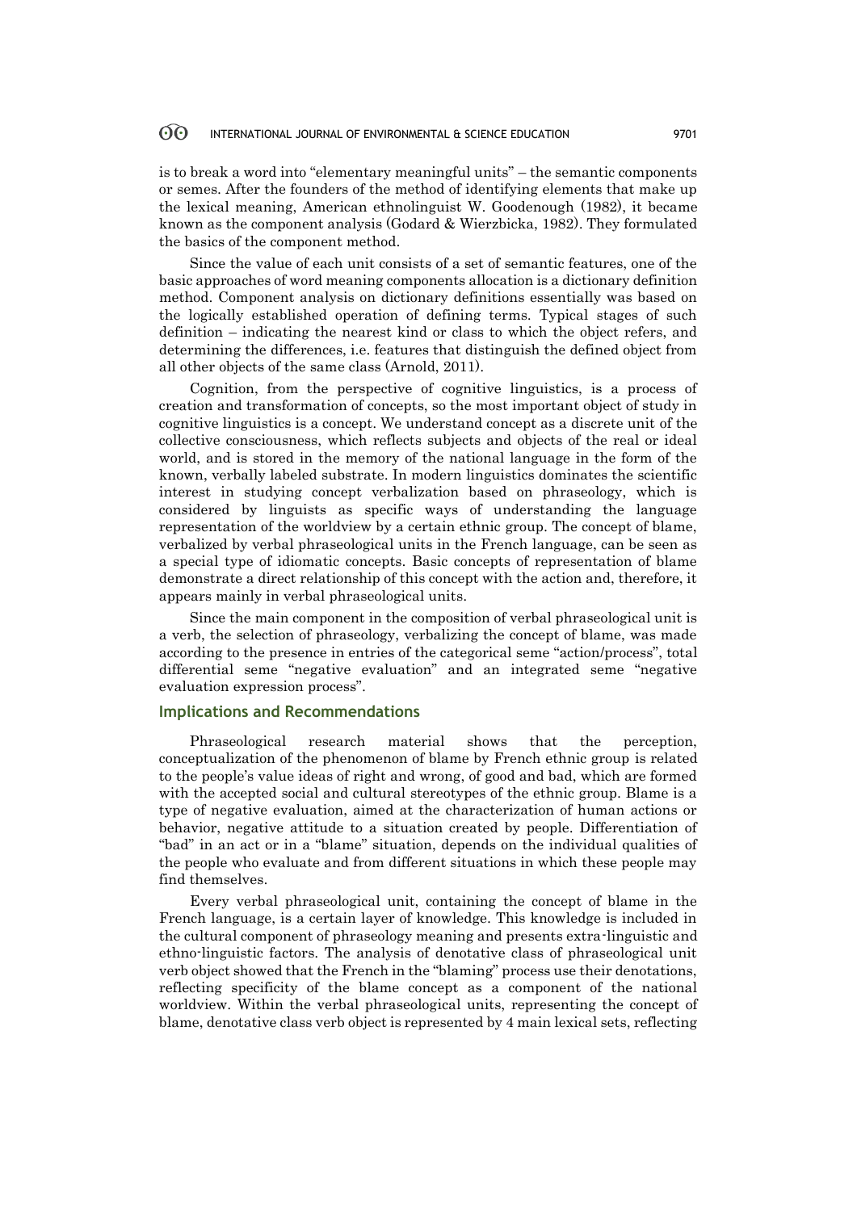is to break a word into "elementary meaningful units" – the semantic components or semes. After the founders of the method of identifying elements that make up the lexical meaning, American ethnolinguist W. Goodenough (1982), it became known as the component analysis (Godard & Wierzbicka, 1982). They formulated the basics of the component method.

Since the value of each unit consists of a set of semantic features, one of the basic approaches of word meaning components allocation is a dictionary definition method. Component analysis on dictionary definitions essentially was based on the logically established operation of defining terms. Typical stages of such definition – indicating the nearest kind or class to which the object refers, and determining the differences, i.e. features that distinguish the defined object from all other objects of the same class (Arnold, 2011).

Cognition, from the perspective of cognitive linguistics, is a process of creation and transformation of concepts, so the most important object of study in cognitive linguistics is a concept. We understand concept as a discrete unit of the collective consciousness, which reflects subjects and objects of the real or ideal world, and is stored in the memory of the national language in the form of the known, verbally labeled substrate. In modern linguistics dominates the scientific interest in studying concept verbalization based on phraseology, which is considered by linguists as specific ways of understanding the language representation of the worldview by a certain ethnic group. The concept of blame, verbalized by verbal phraseological units in the French language, can be seen as a special type of idiomatic concepts. Basic concepts of representation of blame demonstrate a direct relationship of this concept with the action and, therefore, it appears mainly in verbal phraseological units.

Since the main component in the composition of verbal phraseological unit is a verb, the selection of phraseology, verbalizing the concept of blame, was made according to the presence in entries of the categorical seme "action/process", total differential seme "negative evaluation" and an integrated seme "negative evaluation expression process".

## Implications and Recommendations

Phraseological research material shows that the perception, conceptualization of the phenomenon of blame by French ethnic group is related to the people's value ideas of right and wrong, of good and bad, which are formed with the accepted social and cultural stereotypes of the ethnic group. Blame is a type of negative evaluation, aimed at the characterization of human actions or behavior, negative attitude to a situation created by people. Differentiation of "bad" in an act or in a "blame" situation, depends on the individual qualities of the people who evaluate and from different situations in which these people may find themselves.

Every verbal phraseological unit, containing the concept of blame in the French language, is a certain layer of knowledge. This knowledge is included in the cultural component of phraseology meaning and presents extra-linguistic and ethno-linguistic factors. The analysis of denotative class of phraseological unit verb object showed that the French in the "blaming" process use their denotations, reflecting specificity of the blame concept as a component of the national worldview. Within the verbal phraseological units, representing the concept of blame, denotative class verb object is represented by 4 main lexical sets, reflecting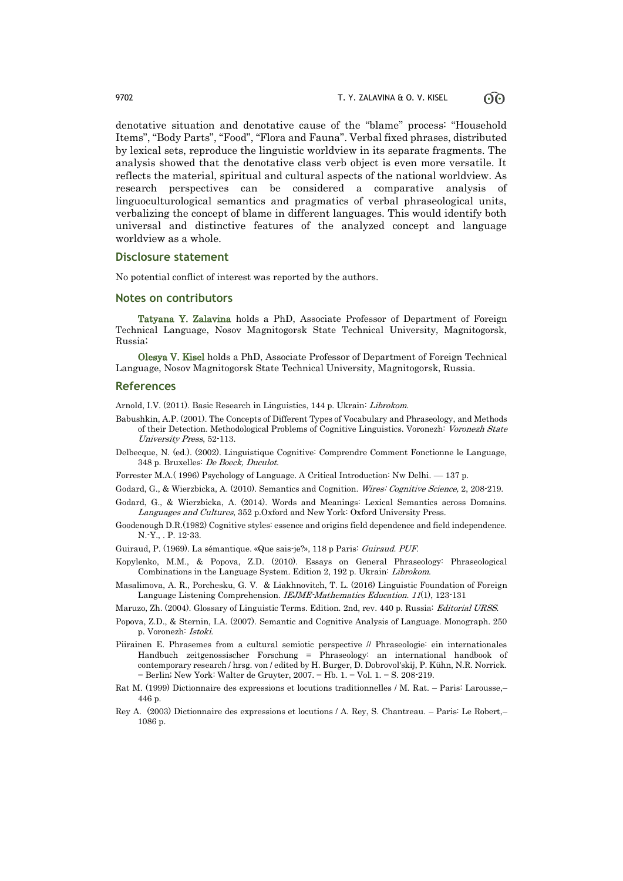denotative situation and denotative cause of the "blame" process: "Household Items", "Body Parts", "Food", "Flora and Fauna". Verbal fixed phrases, distributed by lexical sets, reproduce the linguistic worldview in its separate fragments. The analysis showed that the denotative class verb object is even more versatile. It reflects the material, spiritual and cultural aspects of the national worldview. As research perspectives can be considered a comparative analysis of linguoculturological semantics and pragmatics of verbal phraseological units, verbalizing the concept of blame in different languages. This would identify both universal and distinctive features of the analyzed concept and language worldview as a whole.

## Disclosure statement

No potential conflict of interest was reported by the authors.

## Notes on contributors

**Tatyana Y. Zalavina** holds a PhD, Associate Professor of Department of Foreign Technical Language, Nosov Magnitogorsk State Technical University, Magnitogorsk, Russia;

**Olesya V. Kisel** holds a PhD, Associate Professor of Department of Foreign Technical Language, Nosov Magnitogorsk State Technical University, Magnitogorsk, Russia.

## References

Arnold, I.V. (2011). Basic Research in Linguistics, 144 p. Ukrain: *Librokom*.

Babushkin, A.P. (2001). The Concepts of Different Types of Vocabulary and Phraseology, and Methods of their Detection. Methodological Problems of Cognitive Linguistics. Voronezh: *Voronezh State University Press*, 52-113.

Delbecque, N. (ed.). (2002). Linguistique Cognitive: Comprendre Comment Fonctionne le Language, 348 p. Bruxelles: *De Boeck, Duculot*.

Forrester M.A.( 1996) Psychology of Language. A Critical Introduction: Nw Delhi. — 137 p.

Godard, G., & Wierzbicka, A. (2010). Semantics and Cognition. *Wires: Cognitive Science*, 2, 208-219.

Godard, G., & Wierzbicka, A. (2014). Words and Meanings: Lexical Semantics across Domains. *Languages and Cultures*, 352 p.Oxford and New York: Oxford University Press.

Goodenough D.R.(1982) Cognitive styles: essence and origins field dependence and field independence. N.-Y., . P. 12-33.

Guiraud, P. (1969). La sémantique. «Que sais-je?», 118 p Paris: *Guiraud. PUF*.

Kopylenko, M.M., & Popova, Z.D. (2010). Essays on General Phraseology: Phraseological Combinations in the Language System. Edition 2, 192 p. Ukrain: *Librokom*.

Masalimova, A. R., Porchesku, G. V. & Liakhnovitch, T. L. (2016) Linguistic Foundation of Foreign Language Listening Comprehension. *IEJME-Mathematics Education*. *11*(1), 123-131

Maruzo, Zh. (2004). Glossary of Linguistic Terms. Edition. 2nd, rev. 440 p. Russia: *Editorial URSS*.

Popova, Z.D., & Sternin, I.A. (2007). Semantic and Cognitive Analysis of Language. Monograph. 250 p. Voronezh: *Istoki*.

Piirainen E. Phrasemes from a cultural semiotic perspective // Phraseologie: ein internationales Handbuch zeitgenossischer Forschung = Phraseology: an international handbook of contemporary research / hrsg. von / edited by H. Burger, D. Dobrovol'skij, P. Kühn, N.R. Norrick. – Berlin; New York: Walter de Gruyter, 2007. – Hb. 1. – Vol. 1. – S. 208-219.

Rat M. (1999) Dictionnaire des expressions et locutions traditionnelles / M. Rat. – Paris: Larousse,– 446 p.

Rey A. (2003) Dictionnaire des expressions et locutions / A. Rey, S. Chantreau. – Paris: Le Robert,– 1086 p.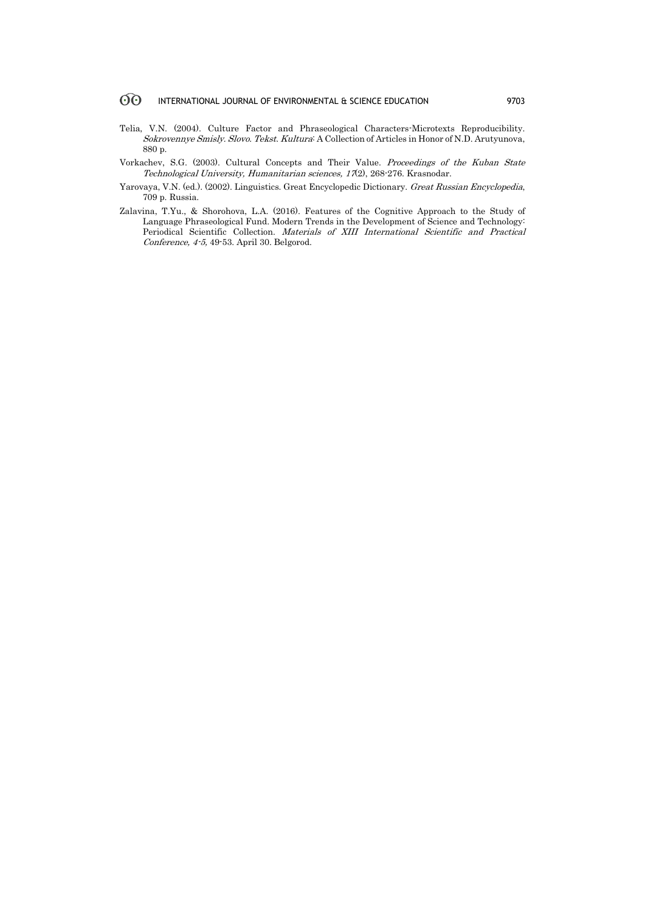Telia, V.N. (2004). Culture Factor and Phraseological Characters-Microtexts Reproducibility. *Sokrovennye Smisly. Slovo. Tekst. Kultura*: A Collection of Articles in Honor of N.D. Arutyunova, 880 p.

Vorkachev, S.G. (2003). Cultural Concepts and Their Value. *Proceedings of the Kuban State Technological University, Humanitarian sciences, 17*(2), 268-276. Krasnodar.

Yarovaya, V.N. (ed.). (2002). Linguistics. Great Encyclopedic Dictionary. *Great Russian Encyclopedia*, 709 p. Russia.

Zalavina, T.Yu., & Shorohova, L.A. (2016). Features of the Cognitive Approach to the Study of Language Phraseological Fund. Modern Trends in the Development of Science and Technology: Periodical Scientific Collection. *Materials of XIII International Scientific and Practical Conference, 4-5,* 49-53. April 30. Belgorod.